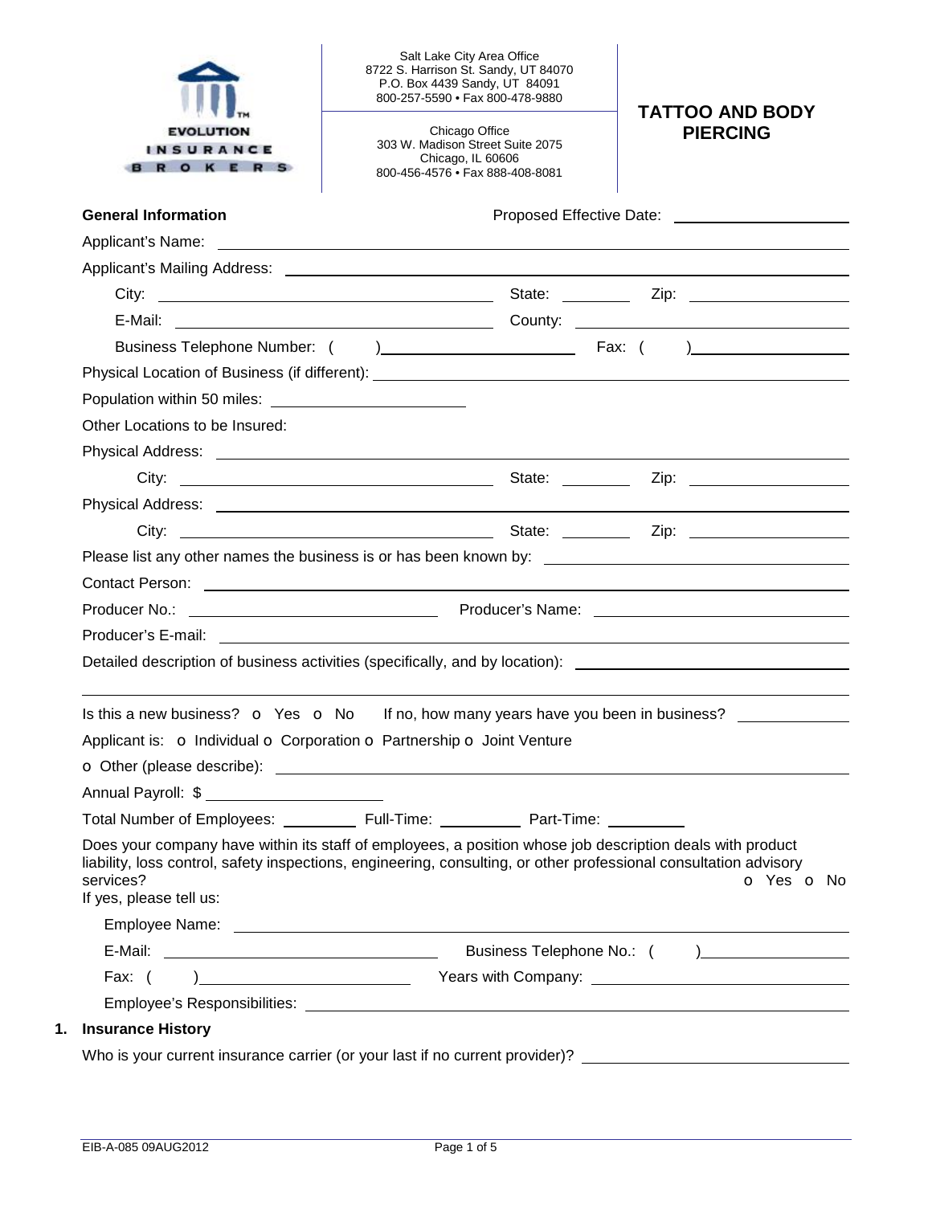EVOLUTION INSURANCE BROKERS

Salt Lake City Area Office
8722 S. Harrison St. Sandy, UT 84070
P.O. Box 4439 Sandy, UT 84091
800-257-5590 • Fax 800-478-9880

Chicago Office
303 W. Madison Street Suite 2075
Chicago, IL 60606
800-456-4576 • Fax 888-408-8081

# TATTOO AND BODY PIERCING

**General Information** Proposed Effective Date: ____________________

Applicant's Name: ____________________

Applicant's Mailing Address: ____________________

City: ____________________ State: ________ Zip: ____________________

E-Mail: ____________________ County: ____________________

Business Telephone Number: ( ) ____________________ Fax: ( ) ____________________

Physical Location of Business (if different): ____________________

Population within 50 miles: ____________________

Other Locations to be Insured:

Physical Address: ____________________

City: ____________________ State: ________ Zip: ____________________

Physical Address: ____________________

City: ____________________ State: ________ Zip: ____________________

Please list any other names the business is or has been known by: ____________________

Contact Person: ____________________

Producer No.: ____________________ Producer's Name: ____________________

Producer's E-mail: ____________________

Detailed description of business activities (specifically, and by location): ____________________

Is this a new business? o Yes o No If no, how many years have you been in business? ____________

Applicant is: o Individual o Corporation o Partnership o Joint Venture

o Other (please describe): ____________________

Annual Payroll: $ ____________________

Total Number of Employees: _________ Full-Time: _________ Part-Time: _________

Does your company have within its staff of employees, a position whose job description deals with product liability, loss control, safety inspections, engineering, consulting, or other professional consultation advisory services? o Yes o No

If yes, please tell us:

Employee Name: ____________________

E-Mail: ____________________ Business Telephone No.: ( ) ____________________

Fax: ( ) ____________________ Years with Company: ____________________

Employee's Responsibilities: ____________________

1. **Insurance History**

Who is your current insurance carrier (or your last if no current provider)? ____________________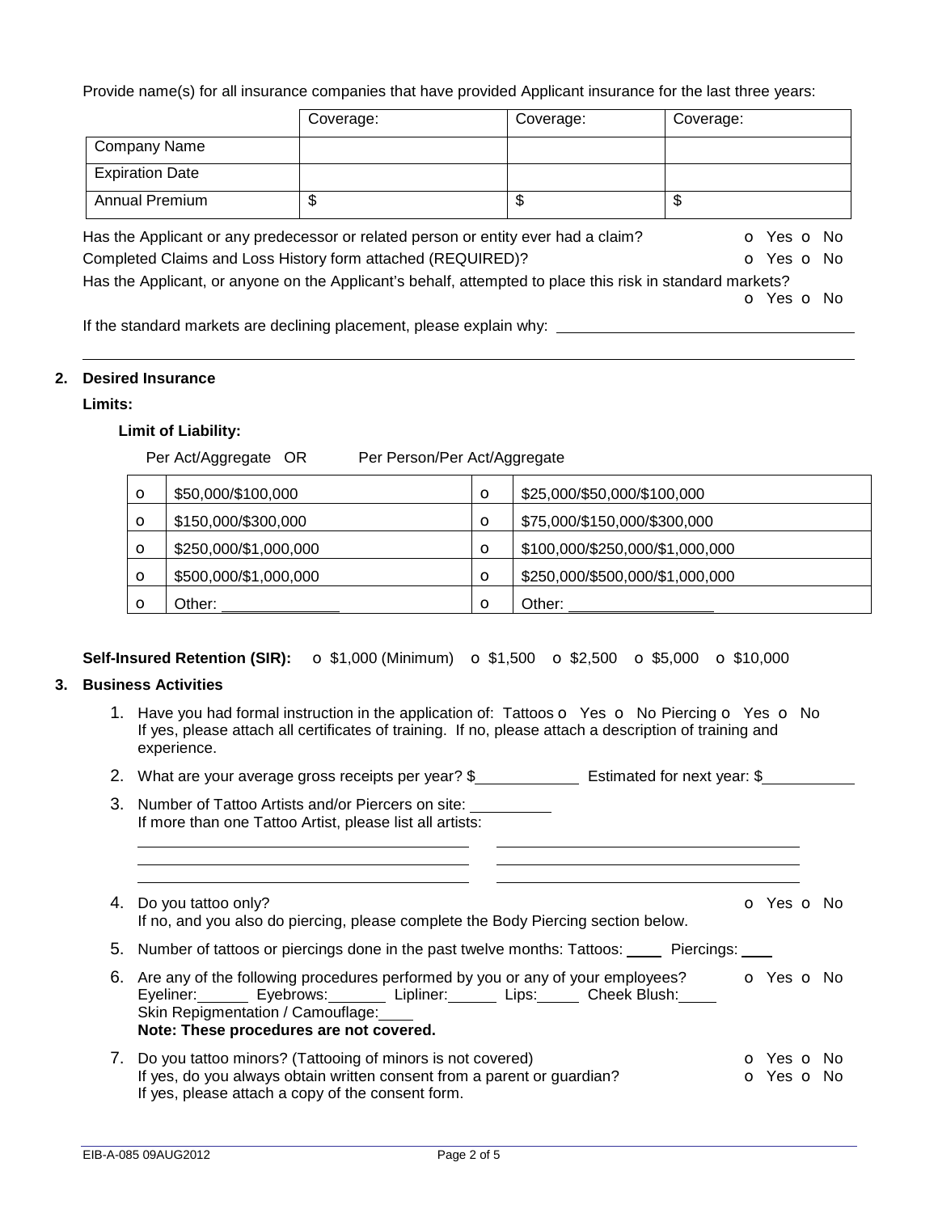Provide name(s) for all insurance companies that have provided Applicant insurance for the last three years:

| | Coverage: | Coverage: | Coverage: |
|---|---|---|---|
| Company Name | | | |
| Expiration Date | | | |
| Annual Premium | $ | $ | $ |

Has the Applicant or any predecessor or related person or entity ever had a claim? o Yes o No

Completed Claims and Loss History form attached (REQUIRED)? o Yes o No

Has the Applicant, or anyone on the Applicant's behalf, attempted to place this risk in standard markets? o Yes o No

If the standard markets are declining placement, please explain why: \_\_\_\_\_\_\_\_\_\_\_\_\_\_\_\_\_\_\_\_\_\_\_\_\_\_\_\_\_\_

## 2. Desired Insurance

**Limits:**

**Limit of Liability:**

| Per Act/Aggregate OR | | Per Person/Per Act/Aggregate | |
|---|---|---|---|
| o | $50,000/$100,000 | o | $25,000/$50,000/$100,000 |
| o | $150,000/$300,000 | o | $75,000/$150,000/$300,000 |
| o | $250,000/$1,000,000 | o | $100,000/$250,000/$1,000,000 |
| o | $500,000/$1,000,000 | o | $250,000/$500,000/$1,000,000 |
| o | Other: \_\_\_\_\_\_\_\_\_\_ | o | Other: \_\_\_\_\_\_\_\_\_\_ |

**Self-Insured Retention (SIR):** o $1,000 (Minimum) o $1,500 o $2,500 o $5,000 o $10,000

## 3. Business Activities

1. Have you had formal instruction in the application of: Tattoos o Yes o No Piercing o Yes o No
   If yes, please attach all certificates of training. If no, please attach a description of training and experience.
2. What are your average gross receipts per year? $\_\_\_\_\_\_\_\_\_\_ Estimated for next year: $\_\_\_\_\_\_\_\_\_\_
3. Number of Tattoo Artists and/or Piercers on site: \_\_\_\_\_\_\_\_
   If more than one Tattoo Artist, please list all artists:
   \_\_\_\_\_\_\_\_\_\_\_\_\_\_\_\_\_\_\_\_ \_\_\_\_\_\_\_\_\_\_\_\_\_\_\_\_\_\_\_\_
   \_\_\_\_\_\_\_\_\_\_\_\_\_\_\_\_\_\_\_\_ \_\_\_\_\_\_\_\_\_\_\_\_\_\_\_\_\_\_\_\_
   \_\_\_\_\_\_\_\_\_\_\_\_\_\_\_\_\_\_\_\_ \_\_\_\_\_\_\_\_\_\_\_\_\_\_\_\_\_\_\_\_
4. Do you tattoo only? o Yes o No
   If no, and you also do piercing, please complete the Body Piercing section below.
5. Number of tattoos or piercings done in the past twelve months: Tattoos: \_\_\_\_ Piercings: \_\_\_\_
6. Are any of the following procedures performed by you or any of your employees? o Yes o No
   Eyeliner:\_\_\_\_ Eyebrows:\_\_\_\_ Lipliner:\_\_\_\_ Lips:\_\_\_\_ Cheek Blush:\_\_\_\_
   Skin Repigmentation / Camouflage:\_\_\_\_
   **Note: These procedures are not covered.**
7. Do you tattoo minors? (Tattooing of minors is not covered) o Yes o No
   If yes, do you always obtain written consent from a parent or guardian? o Yes o No
   If yes, please attach a copy of the consent form.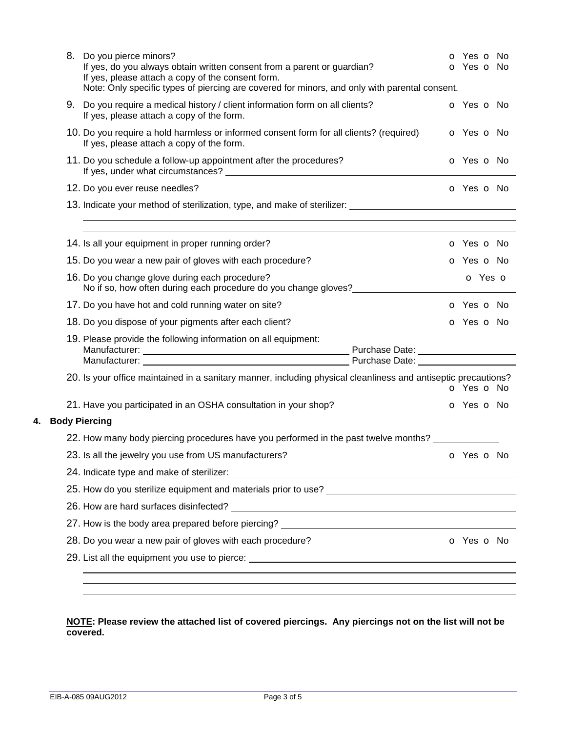8. Do you pierce minors? o Yes o No
   If yes, do you always obtain written consent from a parent or guardian? o Yes o No
   If yes, please attach a copy of the consent form.
   Note: Only specific types of piercing are covered for minors, and only with parental consent.

9. Do you require a medical history / client information form on all clients? o Yes o No
   If yes, please attach a copy of the form.

10. Do you require a hold harmless or informed consent form for all clients? (required) o Yes o No
    If yes, please attach a copy of the form.

11. Do you schedule a follow-up appointment after the procedures? o Yes o No
    If yes, under what circumstances? ______________________________

12. Do you ever reuse needles? o Yes o No

13. Indicate your method of sterilization, type, and make of sterilizer: ______________________________
    ______________________________
    ______________________________

14. Is all your equipment in proper running order? o Yes o No

15. Do you wear a new pair of gloves with each procedure? o Yes o No

16. Do you change glove during each procedure? o Yes o
    No if so, how often during each procedure do you change gloves? ______________________________

17. Do you have hot and cold running water on site? o Yes o No

18. Do you dispose of your pigments after each client? o Yes o No

19. Please provide the following information on all equipment:
    Manufacturer: ______________________________ Purchase Date: ______________________________
    Manufacturer: ______________________________ Purchase Date: ______________________________

20. Is your office maintained in a sanitary manner, including physical cleanliness and antiseptic precautions? o Yes o No

21. Have you participated in an OSHA consultation in your shop? o Yes o No

## 4. Body Piercing

22. How many body piercing procedures have you performed in the past twelve months? ______________

23. Is all the jewelry you use from US manufacturers? o Yes o No

24. Indicate type and make of sterilizer: ______________________________

25. How do you sterilize equipment and materials prior to use? ______________________________

26. How are hard surfaces disinfected? ______________________________

27. How is the body area prepared before piercing? ______________________________

28. Do you wear a new pair of gloves with each procedure? o Yes o No

29. List all the equipment you use to pierce: ______________________________
    ______________________________
    ______________________________
    ______________________________

**NOTE: Please review the attached list of covered piercings. Any piercings not on the list will not be covered.**

EIB-A-085 09AUG2012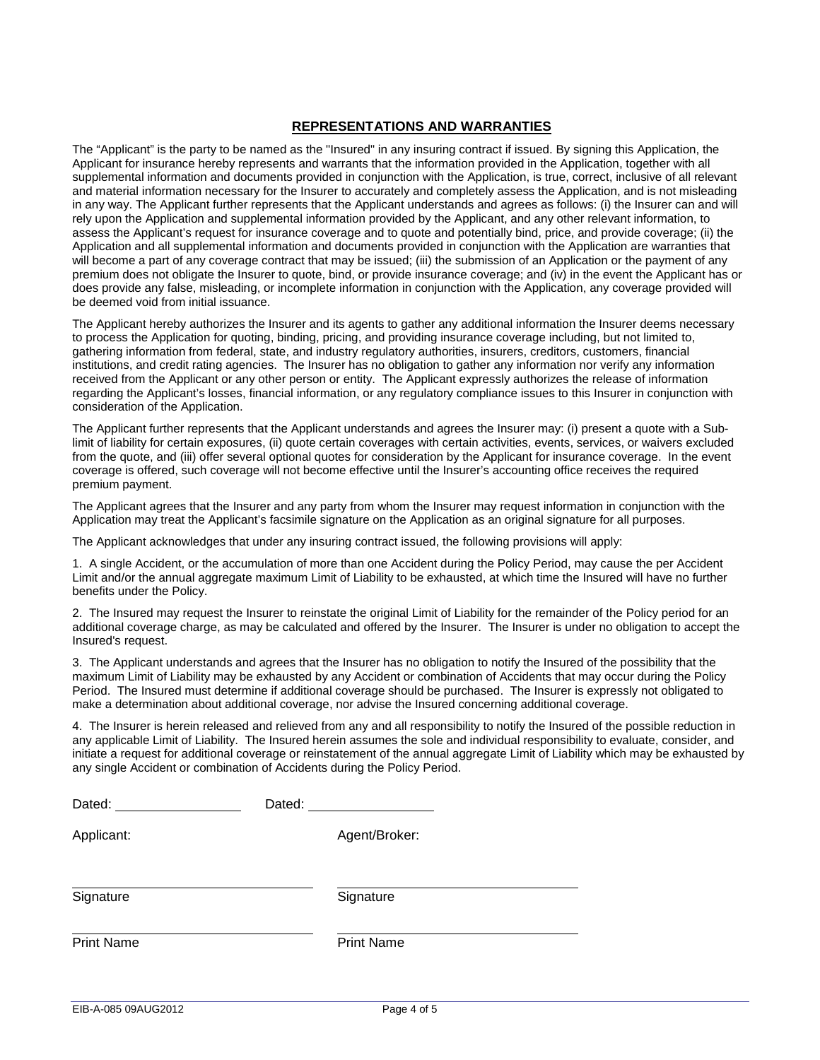## REPRESENTATIONS AND WARRANTIES

The "Applicant" is the party to be named as the "Insured" in any insuring contract if issued. By signing this Application, the Applicant for insurance hereby represents and warrants that the information provided in the Application, together with all supplemental information and documents provided in conjunction with the Application, is true, correct, inclusive of all relevant and material information necessary for the Insurer to accurately and completely assess the Application, and is not misleading in any way. The Applicant further represents that the Applicant understands and agrees as follows: (i) the Insurer can and will rely upon the Application and supplemental information provided by the Applicant, and any other relevant information, to assess the Applicant's request for insurance coverage and to quote and potentially bind, price, and provide coverage; (ii) the Application and all supplemental information and documents provided in conjunction with the Application are warranties that will become a part of any coverage contract that may be issued; (iii) the submission of an Application or the payment of any premium does not obligate the Insurer to quote, bind, or provide insurance coverage; and (iv) in the event the Applicant has or does provide any false, misleading, or incomplete information in conjunction with the Application, any coverage provided will be deemed void from initial issuance.

The Applicant hereby authorizes the Insurer and its agents to gather any additional information the Insurer deems necessary to process the Application for quoting, binding, pricing, and providing insurance coverage including, but not limited to, gathering information from federal, state, and industry regulatory authorities, insurers, creditors, customers, financial institutions, and credit rating agencies. The Insurer has no obligation to gather any information nor verify any information received from the Applicant or any other person or entity. The Applicant expressly authorizes the release of information regarding the Applicant's losses, financial information, or any regulatory compliance issues to this Insurer in conjunction with consideration of the Application.

The Applicant further represents that the Applicant understands and agrees the Insurer may: (i) present a quote with a Sub-limit of liability for certain exposures, (ii) quote certain coverages with certain activities, events, services, or waivers excluded from the quote, and (iii) offer several optional quotes for consideration by the Applicant for insurance coverage. In the event coverage is offered, such coverage will not become effective until the Insurer's accounting office receives the required premium payment.

The Applicant agrees that the Insurer and any party from whom the Insurer may request information in conjunction with the Application may treat the Applicant's facsimile signature on the Application as an original signature for all purposes.

The Applicant acknowledges that under any insuring contract issued, the following provisions will apply:

1. A single Accident, or the accumulation of more than one Accident during the Policy Period, may cause the per Accident Limit and/or the annual aggregate maximum Limit of Liability to be exhausted, at which time the Insured will have no further benefits under the Policy.

2. The Insured may request the Insurer to reinstate the original Limit of Liability for the remainder of the Policy period for an additional coverage charge, as may be calculated and offered by the Insurer. The Insurer is under no obligation to accept the Insured's request.

3. The Applicant understands and agrees that the Insurer has no obligation to notify the Insured of the possibility that the maximum Limit of Liability may be exhausted by any Accident or combination of Accidents that may occur during the Policy Period. The Insured must determine if additional coverage should be purchased. The Insurer is expressly not obligated to make a determination about additional coverage, nor advise the Insured concerning additional coverage.

4. The Insurer is herein released and relieved from any and all responsibility to notify the Insured of the possible reduction in any applicable Limit of Liability. The Insured herein assumes the sole and individual responsibility to evaluate, consider, and initiate a request for additional coverage or reinstatement of the annual aggregate Limit of Liability which may be exhausted by any single Accident or combination of Accidents during the Policy Period.

Dated: ____________________ Dated: ____________________

| Applicant: | Agent/Broker: |
|---|---|
| ______________________________ | ______________________________ |
| Signature | Signature |
| ______________________________ | ______________________________ |
| Print Name | Print Name |

EIB-A-085 09AUG2012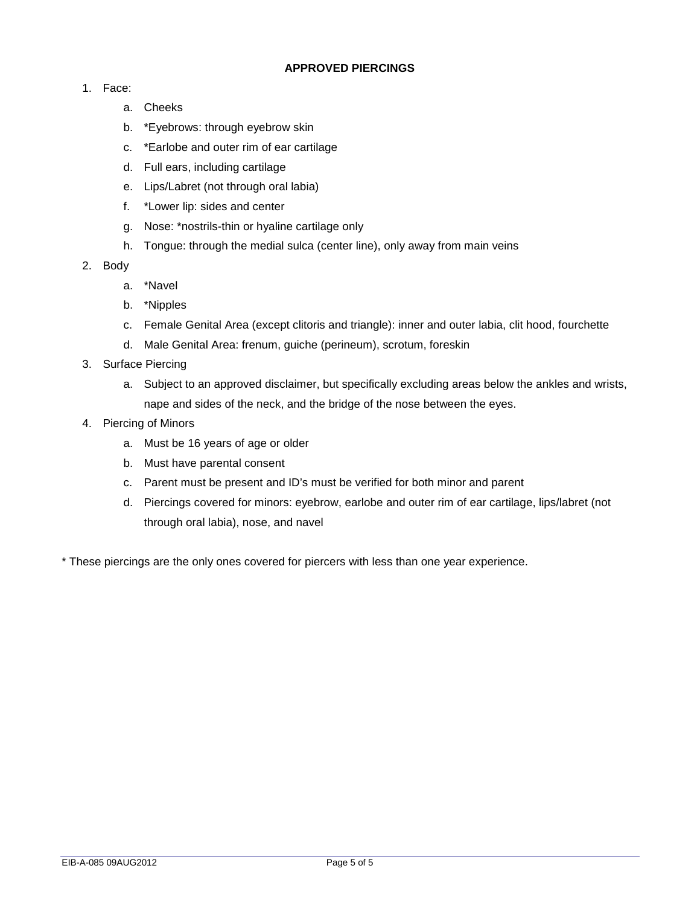## APPROVED PIERCINGS

1. Face:
   a. Cheeks
   b. *Eyebrows: through eyebrow skin
   c. *Earlobe and outer rim of ear cartilage
   d. Full ears, including cartilage
   e. Lips/Labret (not through oral labia)
   f. *Lower lip: sides and center
   g. Nose: *nostrils-thin or hyaline cartilage only
   h. Tongue: through the medial sulca (center line), only away from main veins
2. Body
   a. *Navel
   b. *Nipples
   c. Female Genital Area (except clitoris and triangle): inner and outer labia, clit hood, fourchette
   d. Male Genital Area: frenum, guiche (perineum), scrotum, foreskin
3. Surface Piercing
   a. Subject to an approved disclaimer, but specifically excluding areas below the ankles and wrists, nape and sides of the neck, and the bridge of the nose between the eyes.
4. Piercing of Minors
   a. Must be 16 years of age or older
   b. Must have parental consent
   c. Parent must be present and ID's must be verified for both minor and parent
   d. Piercings covered for minors: eyebrow, earlobe and outer rim of ear cartilage, lips/labret (not through oral labia), nose, and navel

* These piercings are the only ones covered for piercers with less than one year experience.